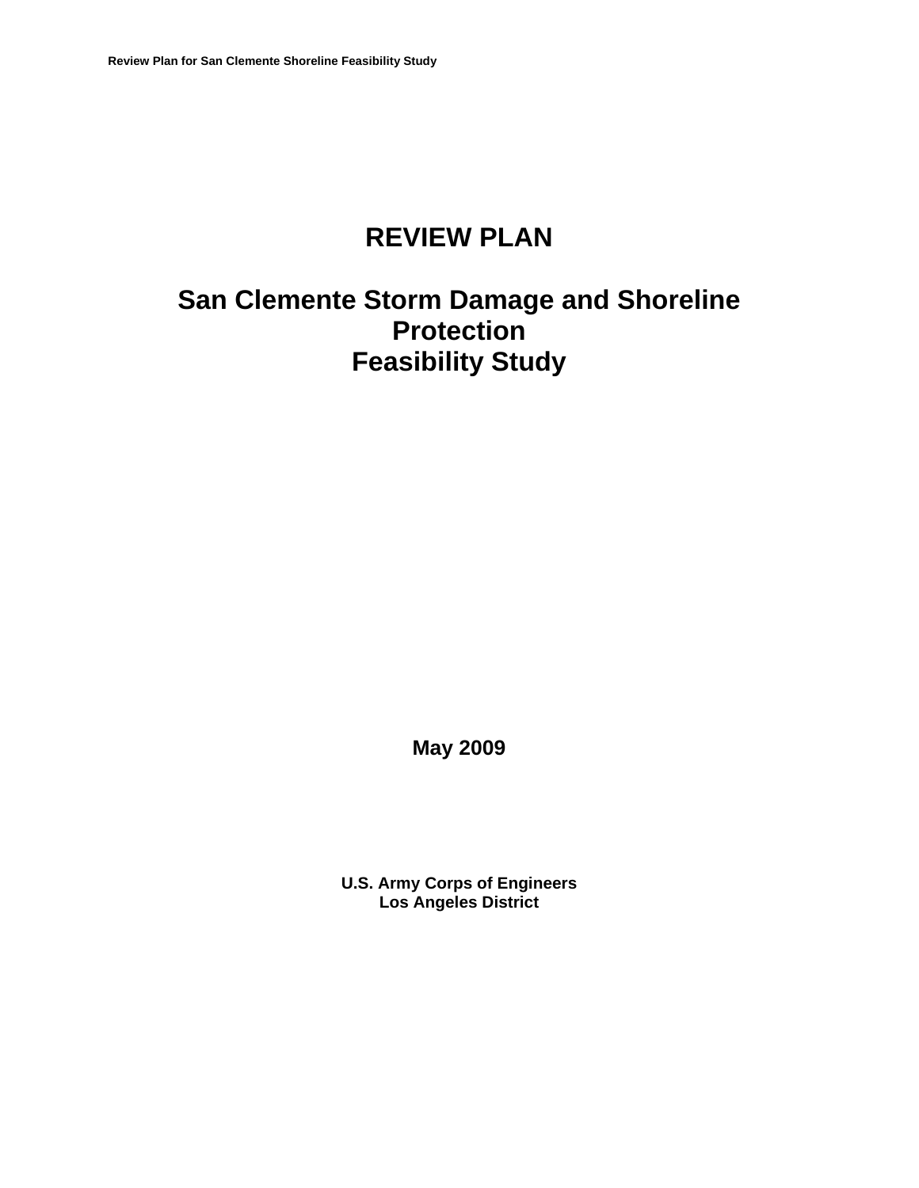# REVIEW PLAN

# San Clemente Storm Damage and Shoreline Protection Feasibility Study

**May 2009**

**U.S. Army Corps of Engineers**
**Los Angeles District**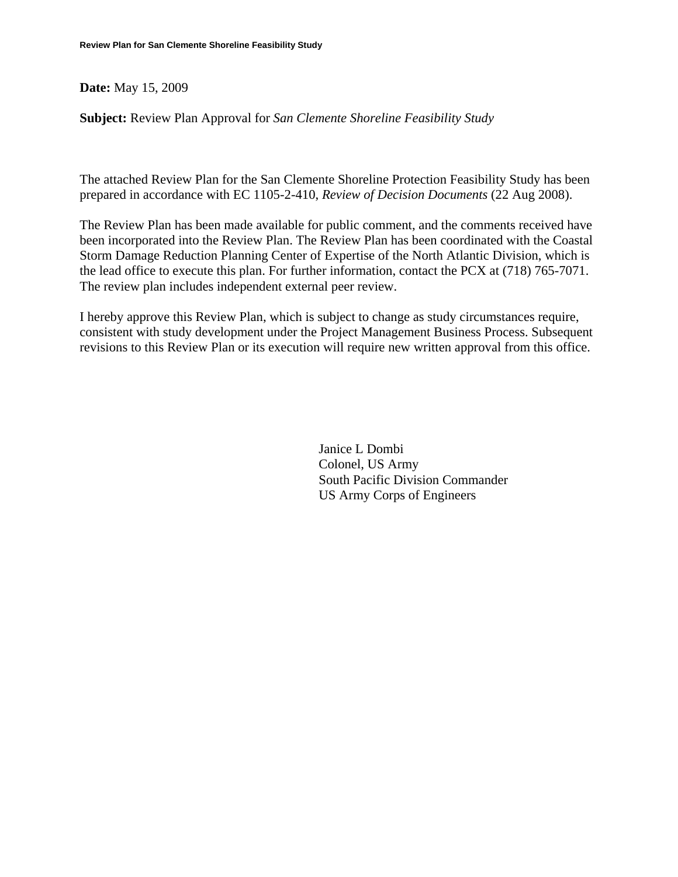**Date:** May 15, 2009

**Subject:** Review Plan Approval for *San Clemente Shoreline Feasibility Study*

The attached Review Plan for the San Clemente Shoreline Protection Feasibility Study has been prepared in accordance with EC 1105-2-410, *Review of Decision Documents* (22 Aug 2008).

The Review Plan has been made available for public comment, and the comments received have been incorporated into the Review Plan. The Review Plan has been coordinated with the Coastal Storm Damage Reduction Planning Center of Expertise of the North Atlantic Division, which is the lead office to execute this plan. For further information, contact the PCX at (718) 765-7071. The review plan includes independent external peer review.

I hereby approve this Review Plan, which is subject to change as study circumstances require, consistent with study development under the Project Management Business Process. Subsequent revisions to this Review Plan or its execution will require new written approval from this office.

Janice L Dombi
Colonel, US Army
South Pacific Division Commander
US Army Corps of Engineers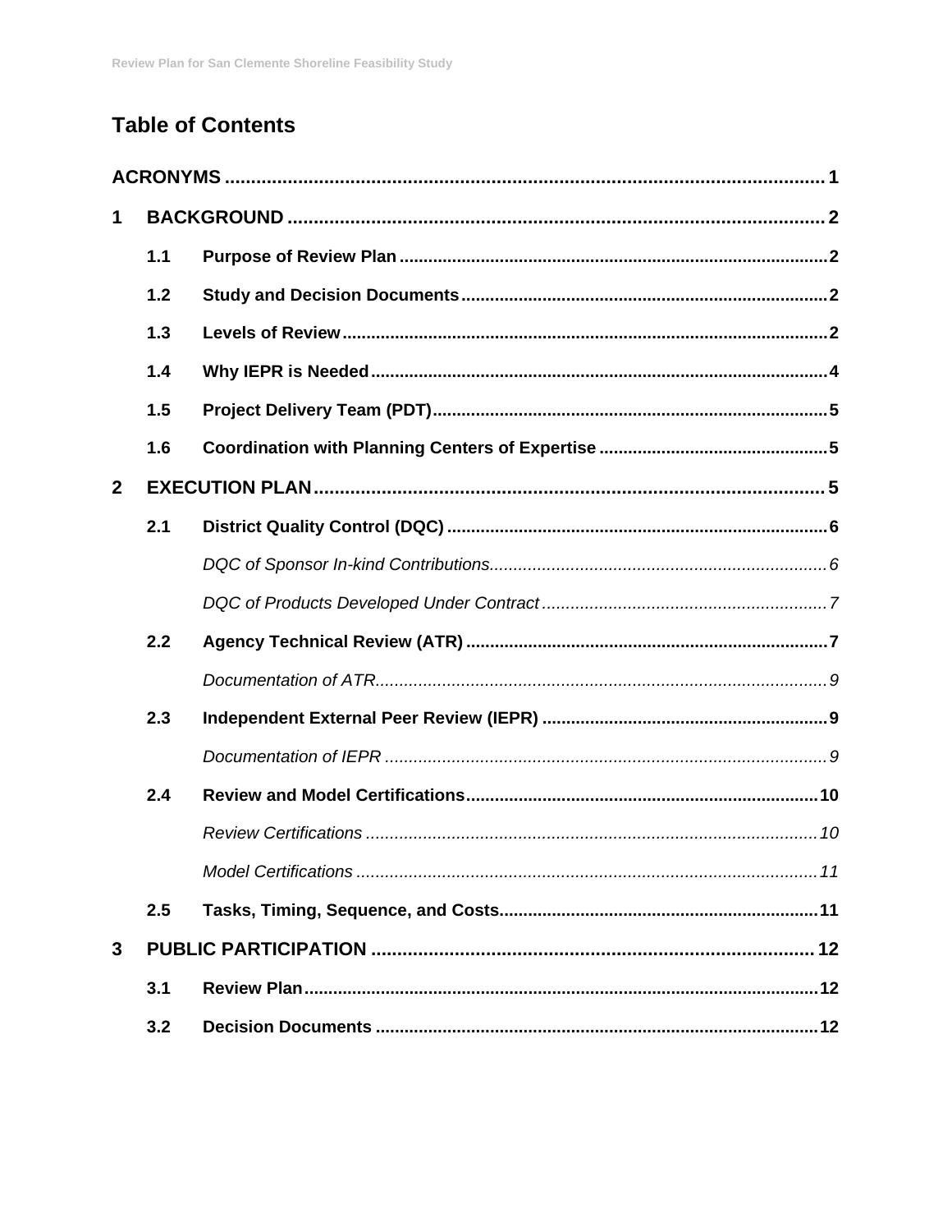# Table of Contents

**ACRONYMS** ..................................................................................................... **1**

**1 BACKGROUND** ........................................................................................ **2**

- **1.1 Purpose of Review Plan** ......................................................................... **2**
- **1.2 Study and Decision Documents** ............................................................ **2**
- **1.3 Levels of Review** .................................................................................... **2**
- **1.4 Why IEPR is Needed** .............................................................................. **4**
- **1.5 Project Delivery Team (PDT)** .................................................................. **5**
- **1.6 Coordination with Planning Centers of Expertise** ................................ **5**

**2 EXECUTION PLAN** ................................................................................... **5**

- **2.1 District Quality Control (DQC)** ............................................................... **6**
  - *DQC of Sponsor In-kind Contributions* ...................................................................... *6*
  - *DQC of Products Developed Under Contract* ........................................................... *7*
- **2.2 Agency Technical Review (ATR)** ........................................................... **7**
  - *Documentation of ATR* ............................................................................................. *9*
- **2.3 Independent External Peer Review (IEPR)** ............................................ **9**
  - *Documentation of IEPR* ............................................................................................ *9*
- **2.4 Review and Model Certifications** ......................................................... **10**
  - *Review Certifications* ............................................................................................. *10*
  - *Model Certifications* ............................................................................................... *11*
- **2.5 Tasks, Timing, Sequence, and Costs** .................................................. **11**

**3 PUBLIC PARTICIPATION** ...................................................................... **12**

- **3.1 Review Plan** ........................................................................................... **12**
- **3.2 Decision Documents** ............................................................................. **12**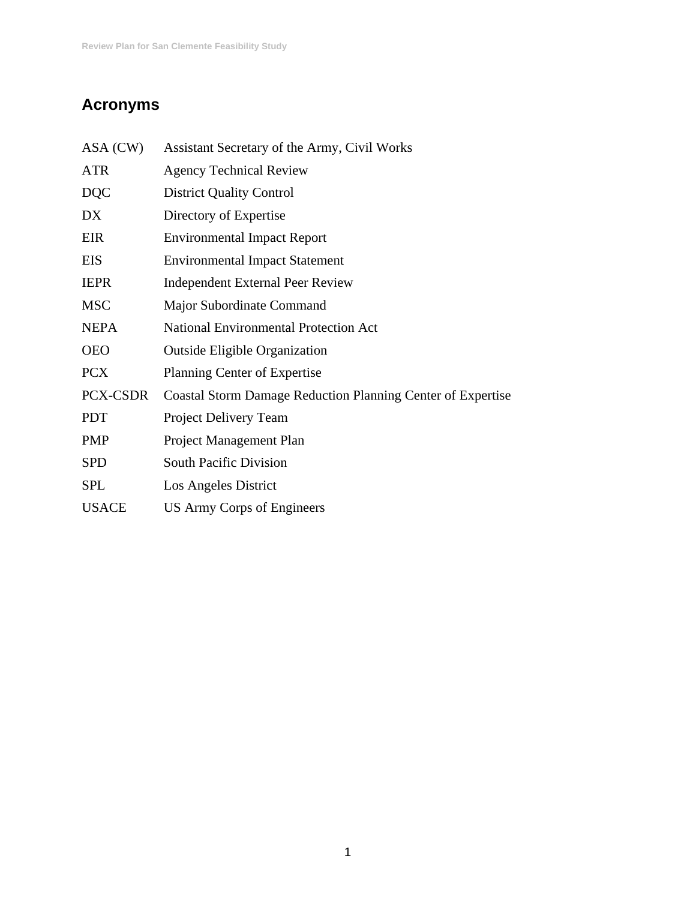## Acronyms

| | |
|---|---|
| ASA (CW) | Assistant Secretary of the Army, Civil Works |
| ATR | Agency Technical Review |
| DQC | District Quality Control |
| DX | Directory of Expertise |
| EIR | Environmental Impact Report |
| EIS | Environmental Impact Statement |
| IEPR | Independent External Peer Review |
| MSC | Major Subordinate Command |
| NEPA | National Environmental Protection Act |
| OEO | Outside Eligible Organization |
| PCX | Planning Center of Expertise |
| PCX-CSDR | Coastal Storm Damage Reduction Planning Center of Expertise |
| PDT | Project Delivery Team |
| PMP | Project Management Plan |
| SPD | South Pacific Division |
| SPL | Los Angeles District |
| USACE | US Army Corps of Engineers |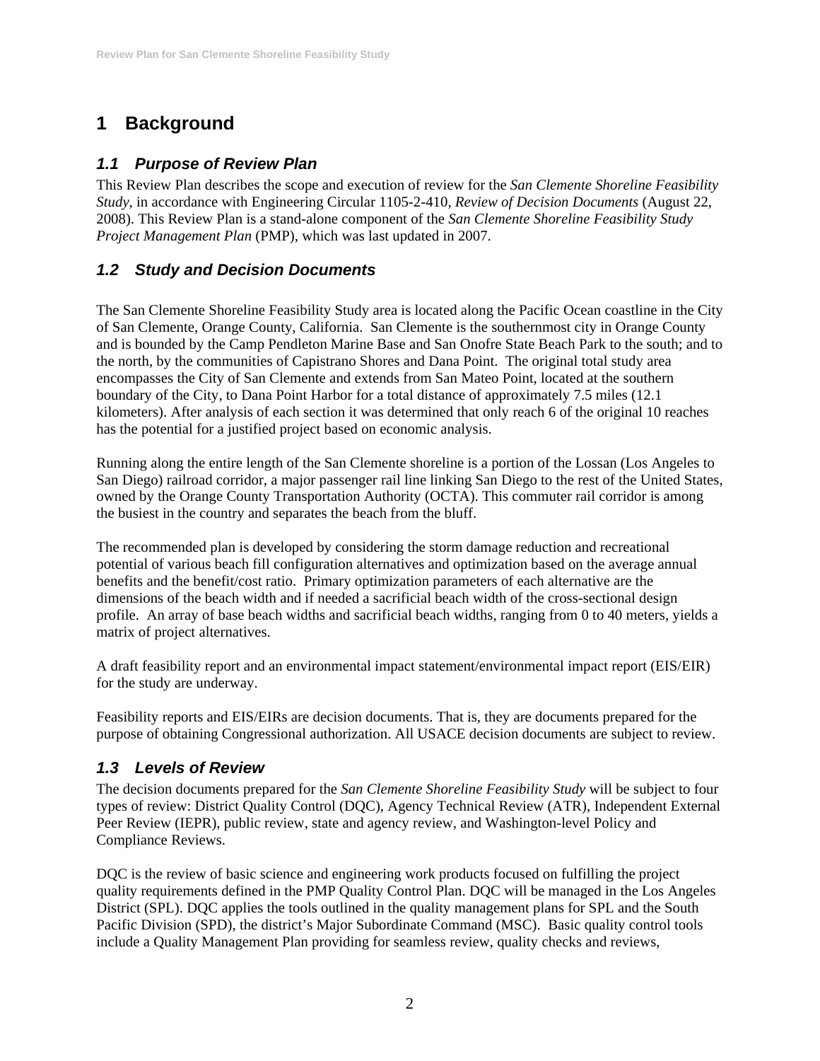# 1 Background

## 1.1 Purpose of Review Plan

This Review Plan describes the scope and execution of review for the *San Clemente Shoreline Feasibility Study*, in accordance with Engineering Circular 1105-2-410, *Review of Decision Documents* (August 22, 2008). This Review Plan is a stand-alone component of the *San Clemente Shoreline Feasibility Study Project Management Plan* (PMP), which was last updated in 2007.

## 1.2 Study and Decision Documents

The San Clemente Shoreline Feasibility Study area is located along the Pacific Ocean coastline in the City of San Clemente, Orange County, California. San Clemente is the southernmost city in Orange County and is bounded by the Camp Pendleton Marine Base and San Onofre State Beach Park to the south; and to the north, by the communities of Capistrano Shores and Dana Point. The original total study area encompasses the City of San Clemente and extends from San Mateo Point, located at the southern boundary of the City, to Dana Point Harbor for a total distance of approximately 7.5 miles (12.1 kilometers). After analysis of each section it was determined that only reach 6 of the original 10 reaches has the potential for a justified project based on economic analysis.

Running along the entire length of the San Clemente shoreline is a portion of the Lossan (Los Angeles to San Diego) railroad corridor, a major passenger rail line linking San Diego to the rest of the United States, owned by the Orange County Transportation Authority (OCTA). This commuter rail corridor is among the busiest in the country and separates the beach from the bluff.

The recommended plan is developed by considering the storm damage reduction and recreational potential of various beach fill configuration alternatives and optimization based on the average annual benefits and the benefit/cost ratio. Primary optimization parameters of each alternative are the dimensions of the beach width and if needed a sacrificial beach width of the cross-sectional design profile. An array of base beach widths and sacrificial beach widths, ranging from 0 to 40 meters, yields a matrix of project alternatives.

A draft feasibility report and an environmental impact statement/environmental impact report (EIS/EIR) for the study are underway.

Feasibility reports and EIS/EIRs are decision documents. That is, they are documents prepared for the purpose of obtaining Congressional authorization. All USACE decision documents are subject to review.

## 1.3 Levels of Review

The decision documents prepared for the *San Clemente Shoreline Feasibility Study* will be subject to four types of review: District Quality Control (DQC), Agency Technical Review (ATR), Independent External Peer Review (IEPR), public review, state and agency review, and Washington-level Policy and Compliance Reviews.

DQC is the review of basic science and engineering work products focused on fulfilling the project quality requirements defined in the PMP Quality Control Plan. DQC will be managed in the Los Angeles District (SPL). DQC applies the tools outlined in the quality management plans for SPL and the South Pacific Division (SPD), the district's Major Subordinate Command (MSC). Basic quality control tools include a Quality Management Plan providing for seamless review, quality checks and reviews,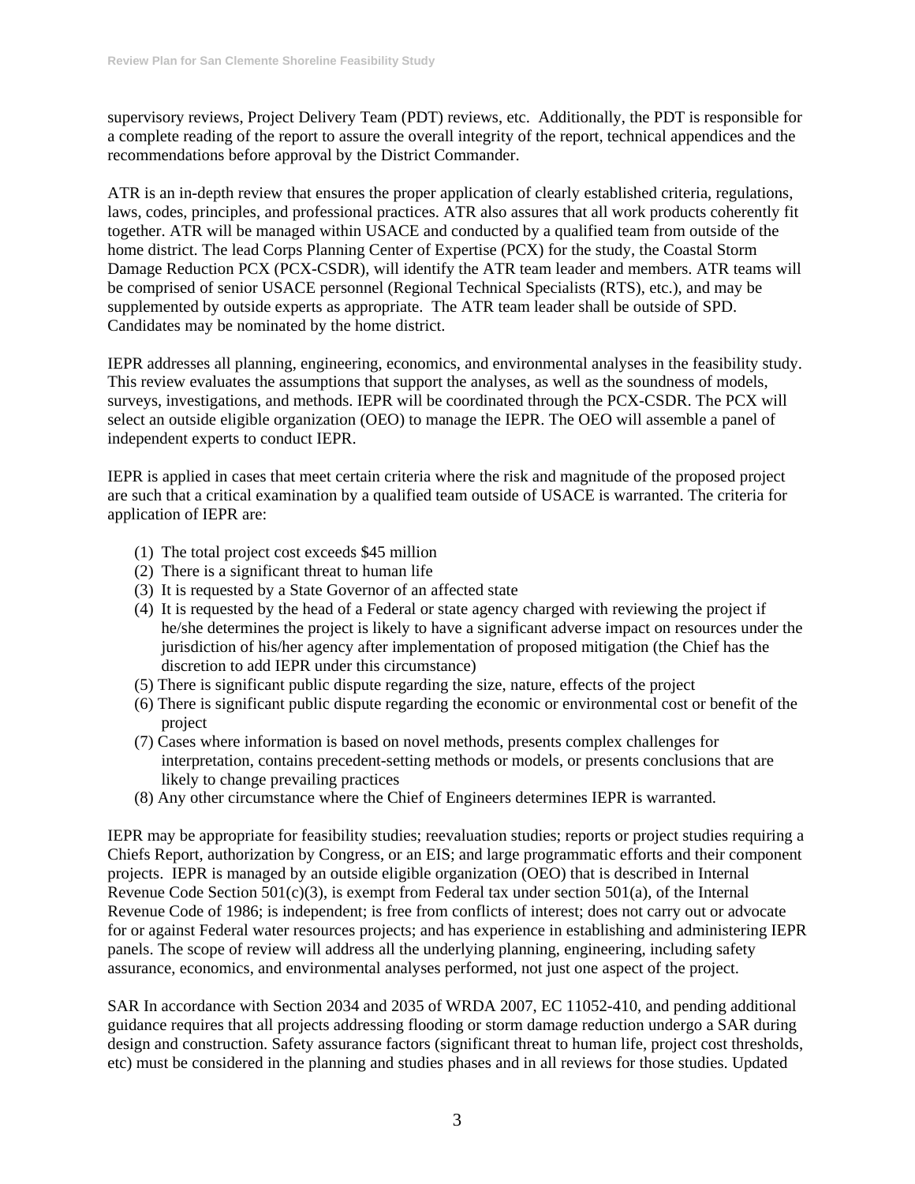supervisory reviews, Project Delivery Team (PDT) reviews, etc. Additionally, the PDT is responsible for a complete reading of the report to assure the overall integrity of the report, technical appendices and the recommendations before approval by the District Commander.

ATR is an in-depth review that ensures the proper application of clearly established criteria, regulations, laws, codes, principles, and professional practices. ATR also assures that all work products coherently fit together. ATR will be managed within USACE and conducted by a qualified team from outside of the home district. The lead Corps Planning Center of Expertise (PCX) for the study, the Coastal Storm Damage Reduction PCX (PCX-CSDR), will identify the ATR team leader and members. ATR teams will be comprised of senior USACE personnel (Regional Technical Specialists (RTS), etc.), and may be supplemented by outside experts as appropriate. The ATR team leader shall be outside of SPD. Candidates may be nominated by the home district.

IEPR addresses all planning, engineering, economics, and environmental analyses in the feasibility study. This review evaluates the assumptions that support the analyses, as well as the soundness of models, surveys, investigations, and methods. IEPR will be coordinated through the PCX-CSDR. The PCX will select an outside eligible organization (OEO) to manage the IEPR. The OEO will assemble a panel of independent experts to conduct IEPR.

IEPR is applied in cases that meet certain criteria where the risk and magnitude of the proposed project are such that a critical examination by a qualified team outside of USACE is warranted. The criteria for application of IEPR are:

(1) The total project cost exceeds $45 million
(2) There is a significant threat to human life
(3) It is requested by a State Governor of an affected state
(4) It is requested by the head of a Federal or state agency charged with reviewing the project if he/she determines the project is likely to have a significant adverse impact on resources under the jurisdiction of his/her agency after implementation of proposed mitigation (the Chief has the discretion to add IEPR under this circumstance)
(5) There is significant public dispute regarding the size, nature, effects of the project
(6) There is significant public dispute regarding the economic or environmental cost or benefit of the project
(7) Cases where information is based on novel methods, presents complex challenges for interpretation, contains precedent-setting methods or models, or presents conclusions that are likely to change prevailing practices
(8) Any other circumstance where the Chief of Engineers determines IEPR is warranted.

IEPR may be appropriate for feasibility studies; reevaluation studies; reports or project studies requiring a Chiefs Report, authorization by Congress, or an EIS; and large programmatic efforts and their component projects. IEPR is managed by an outside eligible organization (OEO) that is described in Internal Revenue Code Section 501(c)(3), is exempt from Federal tax under section 501(a), of the Internal Revenue Code of 1986; is independent; is free from conflicts of interest; does not carry out or advocate for or against Federal water resources projects; and has experience in establishing and administering IEPR panels. The scope of review will address all the underlying planning, engineering, including safety assurance, economics, and environmental analyses performed, not just one aspect of the project.

SAR In accordance with Section 2034 and 2035 of WRDA 2007, EC 11052-410, and pending additional guidance requires that all projects addressing flooding or storm damage reduction undergo a SAR during design and construction. Safety assurance factors (significant threat to human life, project cost thresholds, etc) must be considered in the planning and studies phases and in all reviews for those studies. Updated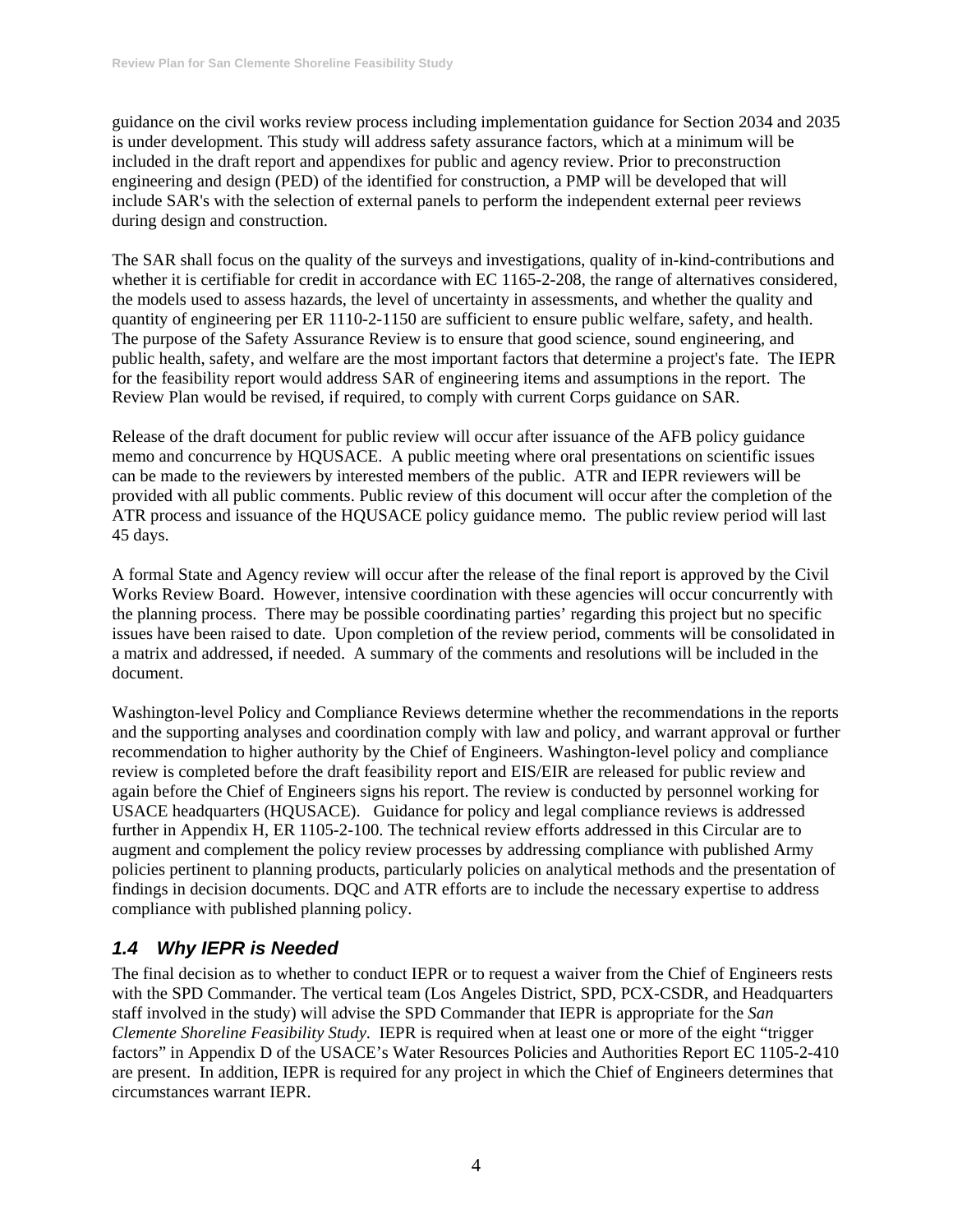guidance on the civil works review process including implementation guidance for Section 2034 and 2035 is under development. This study will address safety assurance factors, which at a minimum will be included in the draft report and appendixes for public and agency review. Prior to preconstruction engineering and design (PED) of the identified for construction, a PMP will be developed that will include SAR's with the selection of external panels to perform the independent external peer reviews during design and construction.

The SAR shall focus on the quality of the surveys and investigations, quality of in-kind-contributions and whether it is certifiable for credit in accordance with EC 1165-2-208, the range of alternatives considered, the models used to assess hazards, the level of uncertainty in assessments, and whether the quality and quantity of engineering per ER 1110-2-1150 are sufficient to ensure public welfare, safety, and health. The purpose of the Safety Assurance Review is to ensure that good science, sound engineering, and public health, safety, and welfare are the most important factors that determine a project's fate. The IEPR for the feasibility report would address SAR of engineering items and assumptions in the report. The Review Plan would be revised, if required, to comply with current Corps guidance on SAR.

Release of the draft document for public review will occur after issuance of the AFB policy guidance memo and concurrence by HQUSACE. A public meeting where oral presentations on scientific issues can be made to the reviewers by interested members of the public. ATR and IEPR reviewers will be provided with all public comments. Public review of this document will occur after the completion of the ATR process and issuance of the HQUSACE policy guidance memo. The public review period will last 45 days.

A formal State and Agency review will occur after the release of the final report is approved by the Civil Works Review Board. However, intensive coordination with these agencies will occur concurrently with the planning process. There may be possible coordinating parties' regarding this project but no specific issues have been raised to date. Upon completion of the review period, comments will be consolidated in a matrix and addressed, if needed. A summary of the comments and resolutions will be included in the document.

Washington-level Policy and Compliance Reviews determine whether the recommendations in the reports and the supporting analyses and coordination comply with law and policy, and warrant approval or further recommendation to higher authority by the Chief of Engineers. Washington-level policy and compliance review is completed before the draft feasibility report and EIS/EIR are released for public review and again before the Chief of Engineers signs his report. The review is conducted by personnel working for USACE headquarters (HQUSACE). Guidance for policy and legal compliance reviews is addressed further in Appendix H, ER 1105-2-100. The technical review efforts addressed in this Circular are to augment and complement the policy review processes by addressing compliance with published Army policies pertinent to planning products, particularly policies on analytical methods and the presentation of findings in decision documents. DQC and ATR efforts are to include the necessary expertise to address compliance with published planning policy.

## *1.4 Why IEPR is Needed*

The final decision as to whether to conduct IEPR or to request a waiver from the Chief of Engineers rests with the SPD Commander. The vertical team (Los Angeles District, SPD, PCX-CSDR, and Headquarters staff involved in the study) will advise the SPD Commander that IEPR is appropriate for the *San Clemente Shoreline Feasibility Study*. IEPR is required when at least one or more of the eight "trigger factors" in Appendix D of the USACE's Water Resources Policies and Authorities Report EC 1105-2-410 are present. In addition, IEPR is required for any project in which the Chief of Engineers determines that circumstances warrant IEPR.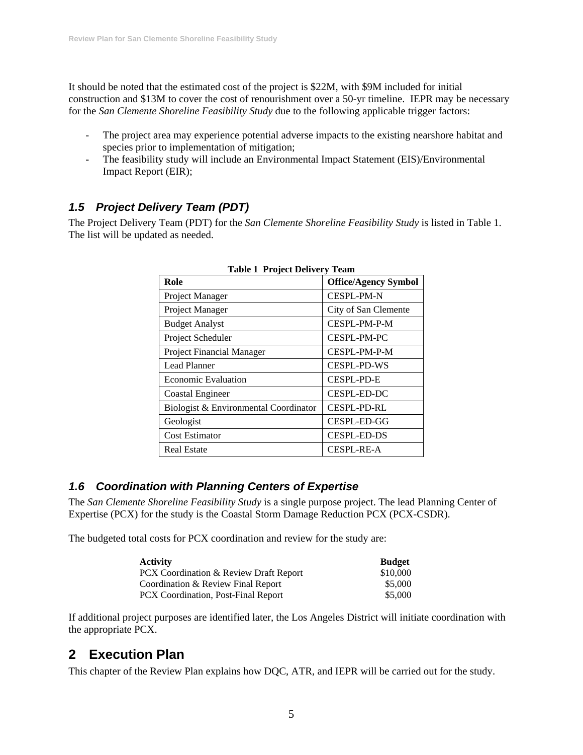It should be noted that the estimated cost of the project is $22M, with $9M included for initial construction and $13M to cover the cost of renourishment over a 50-yr timeline. IEPR may be necessary for the *San Clemente Shoreline Feasibility Study* due to the following applicable trigger factors:

- The project area may experience potential adverse impacts to the existing nearshore habitat and species prior to implementation of mitigation;
- The feasibility study will include an Environmental Impact Statement (EIS)/Environmental Impact Report (EIR);

### *1.5 Project Delivery Team (PDT)*

The Project Delivery Team (PDT) for the *San Clemente Shoreline Feasibility Study* is listed in Table 1. The list will be updated as needed.

**Table 1 Project Delivery Team**

| Role | Office/Agency Symbol |
|---|---|
| Project Manager | CESPL-PM-N |
| Project Manager | City of San Clemente |
| Budget Analyst | CESPL-PM-P-M |
| Project Scheduler | CESPL-PM-PC |
| Project Financial Manager | CESPL-PM-P-M |
| Lead Planner | CESPL-PD-WS |
| Economic Evaluation | CESPL-PD-E |
| Coastal Engineer | CESPL-ED-DC |
| Biologist & Environmental Coordinator | CESPL-PD-RL |
| Geologist | CESPL-ED-GG |
| Cost Estimator | CESPL-ED-DS |
| Real Estate | CESPL-RE-A |

### *1.6 Coordination with Planning Centers of Expertise*

The *San Clemente Shoreline Feasibility Study* is a single purpose project. The lead Planning Center of Expertise (PCX) for the study is the Coastal Storm Damage Reduction PCX (PCX-CSDR).

The budgeted total costs for PCX coordination and review for the study are:

| Activity | Budget |
|---|---:|
| PCX Coordination & Review Draft Report | $10,000 |
| Coordination & Review Final Report | $5,000 |
| PCX Coordination, Post-Final Report | $5,000 |

If additional project purposes are identified later, the Los Angeles District will initiate coordination with the appropriate PCX.

## 2 Execution Plan

This chapter of the Review Plan explains how DQC, ATR, and IEPR will be carried out for the study.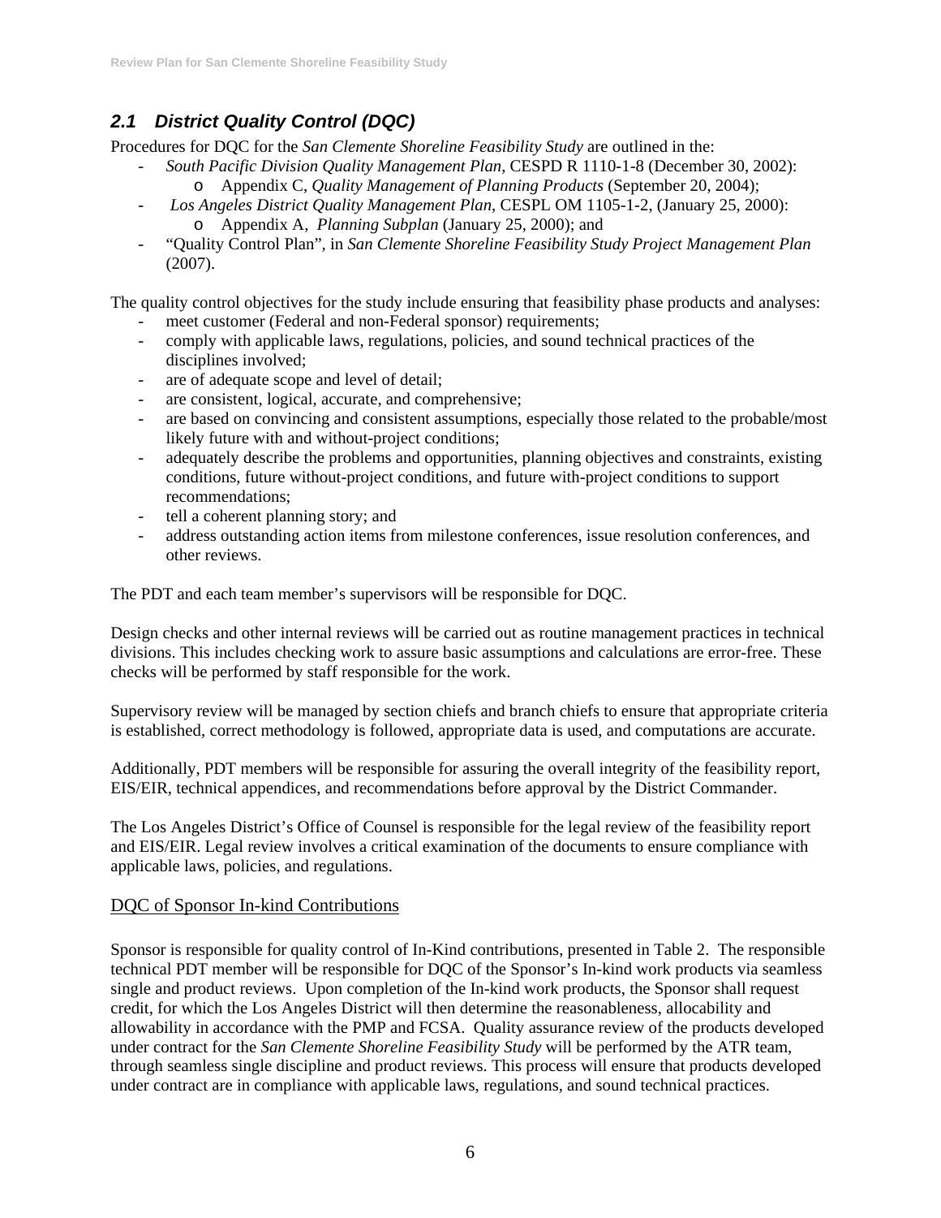## *2.1 District Quality Control (DQC)*

Procedures for DQC for the *San Clemente Shoreline Feasibility Study* are outlined in the:

- *South Pacific Division Quality Management Plan*, CESPD R 1110-1-8 (December 30, 2002):
    - Appendix C, *Quality Management of Planning Products* (September 20, 2004);
- *Los Angeles District Quality Management Plan*, CESPL OM 1105-1-2, (January 25, 2000):
    - Appendix A, *Planning Subplan* (January 25, 2000); and
- "Quality Control Plan", in *San Clemente Shoreline Feasibility Study Project Management Plan* (2007).

The quality control objectives for the study include ensuring that feasibility phase products and analyses:

- meet customer (Federal and non-Federal sponsor) requirements;
- comply with applicable laws, regulations, policies, and sound technical practices of the disciplines involved;
- are of adequate scope and level of detail;
- are consistent, logical, accurate, and comprehensive;
- are based on convincing and consistent assumptions, especially those related to the probable/most likely future with and without-project conditions;
- adequately describe the problems and opportunities, planning objectives and constraints, existing conditions, future without-project conditions, and future with-project conditions to support recommendations;
- tell a coherent planning story; and
- address outstanding action items from milestone conferences, issue resolution conferences, and other reviews.

The PDT and each team member's supervisors will be responsible for DQC.

Design checks and other internal reviews will be carried out as routine management practices in technical divisions. This includes checking work to assure basic assumptions and calculations are error-free. These checks will be performed by staff responsible for the work.

Supervisory review will be managed by section chiefs and branch chiefs to ensure that appropriate criteria is established, correct methodology is followed, appropriate data is used, and computations are accurate.

Additionally, PDT members will be responsible for assuring the overall integrity of the feasibility report, EIS/EIR, technical appendices, and recommendations before approval by the District Commander.

The Los Angeles District's Office of Counsel is responsible for the legal review of the feasibility report and EIS/EIR. Legal review involves a critical examination of the documents to ensure compliance with applicable laws, policies, and regulations.

<u>DQC of Sponsor In-kind Contributions</u>

Sponsor is responsible for quality control of In-Kind contributions, presented in Table 2. The responsible technical PDT member will be responsible for DQC of the Sponsor's In-kind work products via seamless single and product reviews. Upon completion of the In-kind work products, the Sponsor shall request credit, for which the Los Angeles District will then determine the reasonableness, allocability and allowability in accordance with the PMP and FCSA. Quality assurance review of the products developed under contract for the *San Clemente Shoreline Feasibility Study* will be performed by the ATR team, through seamless single discipline and product reviews. This process will ensure that products developed under contract are in compliance with applicable laws, regulations, and sound technical practices.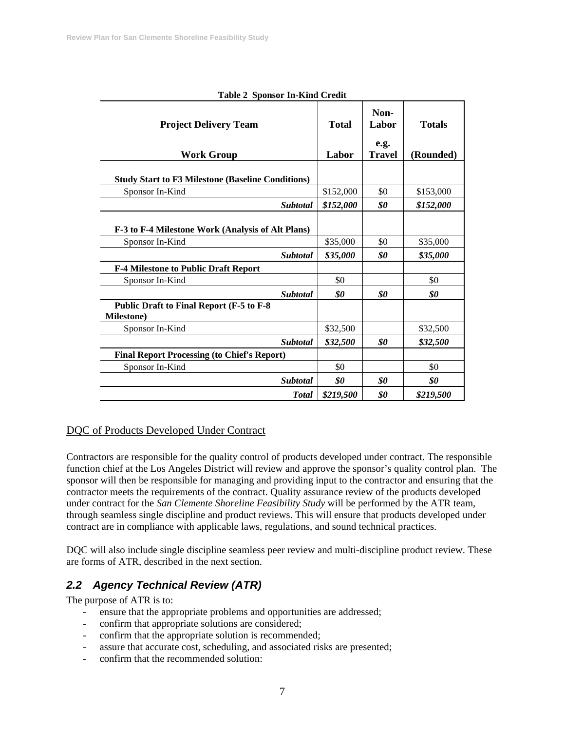**Table 2 Sponsor In-Kind Credit**

| Project Delivery Team | Total | Non-Labor | Totals |
|---|---|---|---|
| Work Group | Labor | e.g. Travel | (Rounded) |
| **Study Start to F3 Milestone (Baseline Conditions)** | | | |
| Sponsor In-Kind | $152,000 | $0 | $153,000 |
| ***Subtotal*** | ***$152,000*** | ***$0*** | ***$152,000*** |
| **F-3 to F-4 Milestone Work (Analysis of Alt Plans)** | | | |
| Sponsor In-Kind | $35,000 | $0 | $35,000 |
| ***Subtotal*** | ***$35,000*** | ***$0*** | ***$35,000*** |
| **F-4 Milestone to Public Draft Report** | | | |
| Sponsor In-Kind | $0 | | $0 |
| ***Subtotal*** | ***$0*** | ***$0*** | ***$0*** |
| **Public Draft to Final Report (F-5 to F-8 Milestone)** | | | |
| Sponsor In-Kind | $32,500 | | $32,500 |
| ***Subtotal*** | ***$32,500*** | ***$0*** | ***$32,500*** |
| **Final Report Processing (to Chief's Report)** | | | |
| Sponsor In-Kind | $0 | | $0 |
| ***Subtotal*** | ***$0*** | ***$0*** | ***$0*** |
| ***Total*** | ***$219,500*** | ***$0*** | ***$219,500*** |

<u>DQC of Products Developed Under Contract</u>

Contractors are responsible for the quality control of products developed under contract. The responsible function chief at the Los Angeles District will review and approve the sponsor's quality control plan. The sponsor will then be responsible for managing and providing input to the contractor and ensuring that the contractor meets the requirements of the contract. Quality assurance review of the products developed under contract for the *San Clemente Shoreline Feasibility Study* will be performed by the ATR team, through seamless single discipline and product reviews. This will ensure that products developed under contract are in compliance with applicable laws, regulations, and sound technical practices.

DQC will also include single discipline seamless peer review and multi-discipline product review. These are forms of ATR, described in the next section.

### *2.2 Agency Technical Review (ATR)*

The purpose of ATR is to:

- ensure that the appropriate problems and opportunities are addressed;
- confirm that appropriate solutions are considered;
- confirm that the appropriate solution is recommended;
- assure that accurate cost, scheduling, and associated risks are presented;
- confirm that the recommended solution: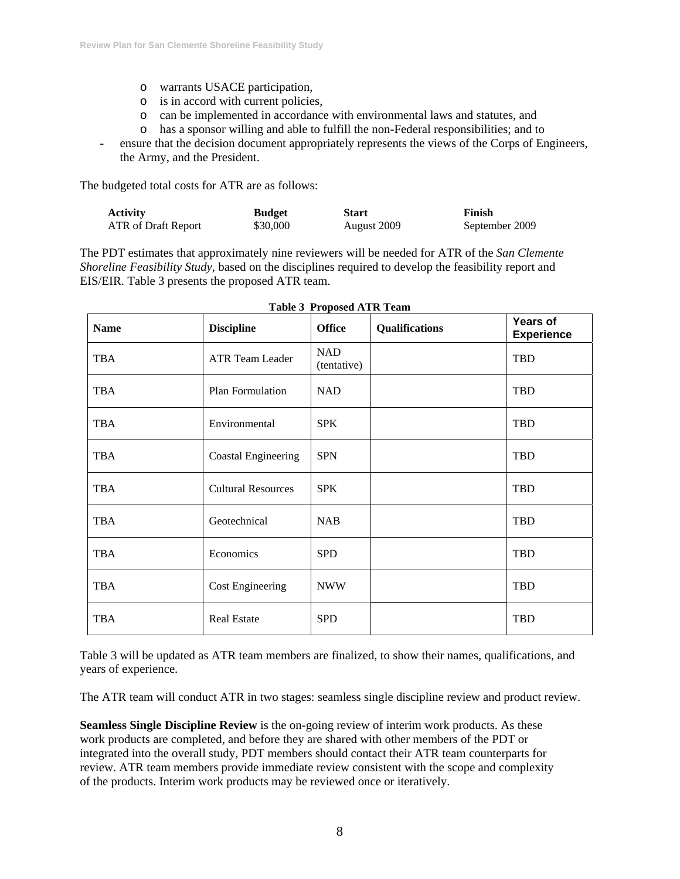- warrants USACE participation,
    - is in accord with current policies,
    - can be implemented in accordance with environmental laws and statutes, and
    - has a sponsor willing and able to fulfill the non-Federal responsibilities; and to
- ensure that the decision document appropriately represents the views of the Corps of Engineers, the Army, and the President.

The budgeted total costs for ATR are as follows:

| Activity | Budget | Start | Finish |
|---|---|---|---|
| ATR of Draft Report | $30,000 | August 2009 | September 2009 |

The PDT estimates that approximately nine reviewers will be needed for ATR of the *San Clemente Shoreline Feasibility Study*, based on the disciplines required to develop the feasibility report and EIS/EIR. Table 3 presents the proposed ATR team.

**Table 3 Proposed ATR Team**

| Name | Discipline | Office | Qualifications | Years of Experience |
|---|---|---|---|---|
| TBA | ATR Team Leader | NAD (tentative) | | TBD |
| TBA | Plan Formulation | NAD | | TBD |
| TBA | Environmental | SPK | | TBD |
| TBA | Coastal Engineering | SPN | | TBD |
| TBA | Cultural Resources | SPK | | TBD |
| TBA | Geotechnical | NAB | | TBD |
| TBA | Economics | SPD | | TBD |
| TBA | Cost Engineering | NWW | | TBD |
| TBA | Real Estate | SPD | | TBD |

Table 3 will be updated as ATR team members are finalized, to show their names, qualifications, and years of experience.

The ATR team will conduct ATR in two stages: seamless single discipline review and product review.

**Seamless Single Discipline Review** is the on-going review of interim work products. As these work products are completed, and before they are shared with other members of the PDT or integrated into the overall study, PDT members should contact their ATR team counterparts for review. ATR team members provide immediate review consistent with the scope and complexity of the products. Interim work products may be reviewed once or iteratively.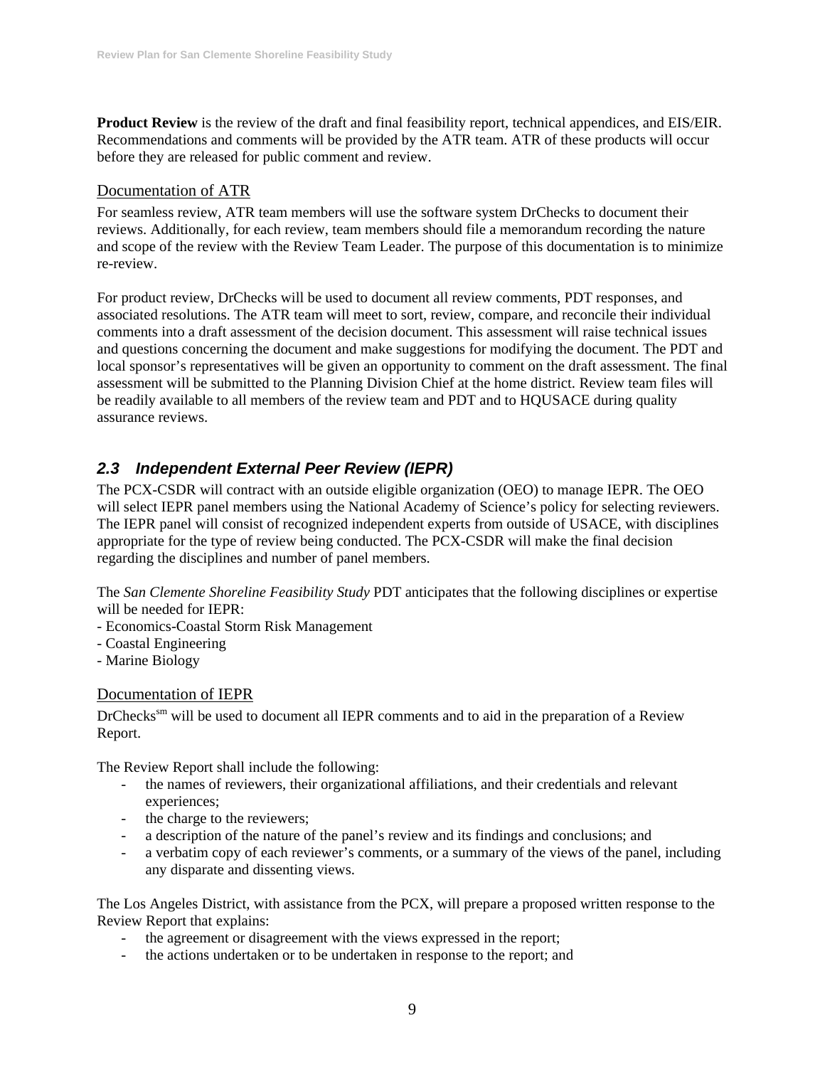**Product Review** is the review of the draft and final feasibility report, technical appendices, and EIS/EIR. Recommendations and comments will be provided by the ATR team. ATR of these products will occur before they are released for public comment and review.

Documentation of ATR

For seamless review, ATR team members will use the software system DrChecks to document their reviews. Additionally, for each review, team members should file a memorandum recording the nature and scope of the review with the Review Team Leader. The purpose of this documentation is to minimize re-review.

For product review, DrChecks will be used to document all review comments, PDT responses, and associated resolutions. The ATR team will meet to sort, review, compare, and reconcile their individual comments into a draft assessment of the decision document. This assessment will raise technical issues and questions concerning the document and make suggestions for modifying the document. The PDT and local sponsor's representatives will be given an opportunity to comment on the draft assessment. The final assessment will be submitted to the Planning Division Chief at the home district. Review team files will be readily available to all members of the review team and PDT and to HQUSACE during quality assurance reviews.

### *2.3 Independent External Peer Review (IEPR)*

The PCX-CSDR will contract with an outside eligible organization (OEO) to manage IEPR. The OEO will select IEPR panel members using the National Academy of Science's policy for selecting reviewers. The IEPR panel will consist of recognized independent experts from outside of USACE, with disciplines appropriate for the type of review being conducted. The PCX-CSDR will make the final decision regarding the disciplines and number of panel members.

The *San Clemente Shoreline Feasibility Study* PDT anticipates that the following disciplines or expertise will be needed for IEPR:

- Economics-Coastal Storm Risk Management
- Coastal Engineering
- Marine Biology

Documentation of IEPR

DrChecks[sm] will be used to document all IEPR comments and to aid in the preparation of a Review Report.

The Review Report shall include the following:

- the names of reviewers, their organizational affiliations, and their credentials and relevant experiences;
- the charge to the reviewers;
- a description of the nature of the panel's review and its findings and conclusions; and
- a verbatim copy of each reviewer's comments, or a summary of the views of the panel, including any disparate and dissenting views.

The Los Angeles District, with assistance from the PCX, will prepare a proposed written response to the Review Report that explains:

- the agreement or disagreement with the views expressed in the report;
- the actions undertaken or to be undertaken in response to the report; and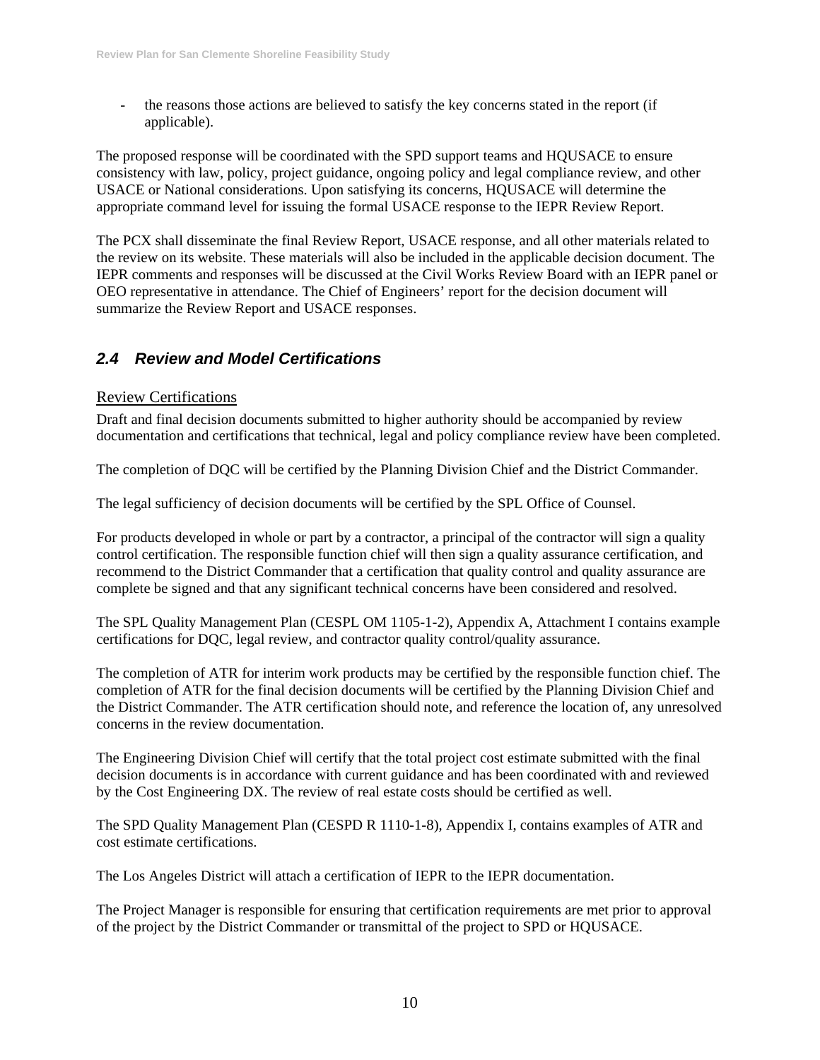- the reasons those actions are believed to satisfy the key concerns stated in the report (if applicable).

The proposed response will be coordinated with the SPD support teams and HQUSACE to ensure consistency with law, policy, project guidance, ongoing policy and legal compliance review, and other USACE or National considerations. Upon satisfying its concerns, HQUSACE will determine the appropriate command level for issuing the formal USACE response to the IEPR Review Report.

The PCX shall disseminate the final Review Report, USACE response, and all other materials related to the review on its website. These materials will also be included in the applicable decision document. The IEPR comments and responses will be discussed at the Civil Works Review Board with an IEPR panel or OEO representative in attendance. The Chief of Engineers' report for the decision document will summarize the Review Report and USACE responses.

## *2.4 Review and Model Certifications*

### Review Certifications

Draft and final decision documents submitted to higher authority should be accompanied by review documentation and certifications that technical, legal and policy compliance review have been completed.

The completion of DQC will be certified by the Planning Division Chief and the District Commander.

The legal sufficiency of decision documents will be certified by the SPL Office of Counsel.

For products developed in whole or part by a contractor, a principal of the contractor will sign a quality control certification. The responsible function chief will then sign a quality assurance certification, and recommend to the District Commander that a certification that quality control and quality assurance are complete be signed and that any significant technical concerns have been considered and resolved.

The SPL Quality Management Plan (CESPL OM 1105-1-2), Appendix A, Attachment I contains example certifications for DQC, legal review, and contractor quality control/quality assurance.

The completion of ATR for interim work products may be certified by the responsible function chief. The completion of ATR for the final decision documents will be certified by the Planning Division Chief and the District Commander. The ATR certification should note, and reference the location of, any unresolved concerns in the review documentation.

The Engineering Division Chief will certify that the total project cost estimate submitted with the final decision documents is in accordance with current guidance and has been coordinated with and reviewed by the Cost Engineering DX. The review of real estate costs should be certified as well.

The SPD Quality Management Plan (CESPD R 1110-1-8), Appendix I, contains examples of ATR and cost estimate certifications.

The Los Angeles District will attach a certification of IEPR to the IEPR documentation.

The Project Manager is responsible for ensuring that certification requirements are met prior to approval of the project by the District Commander or transmittal of the project to SPD or HQUSACE.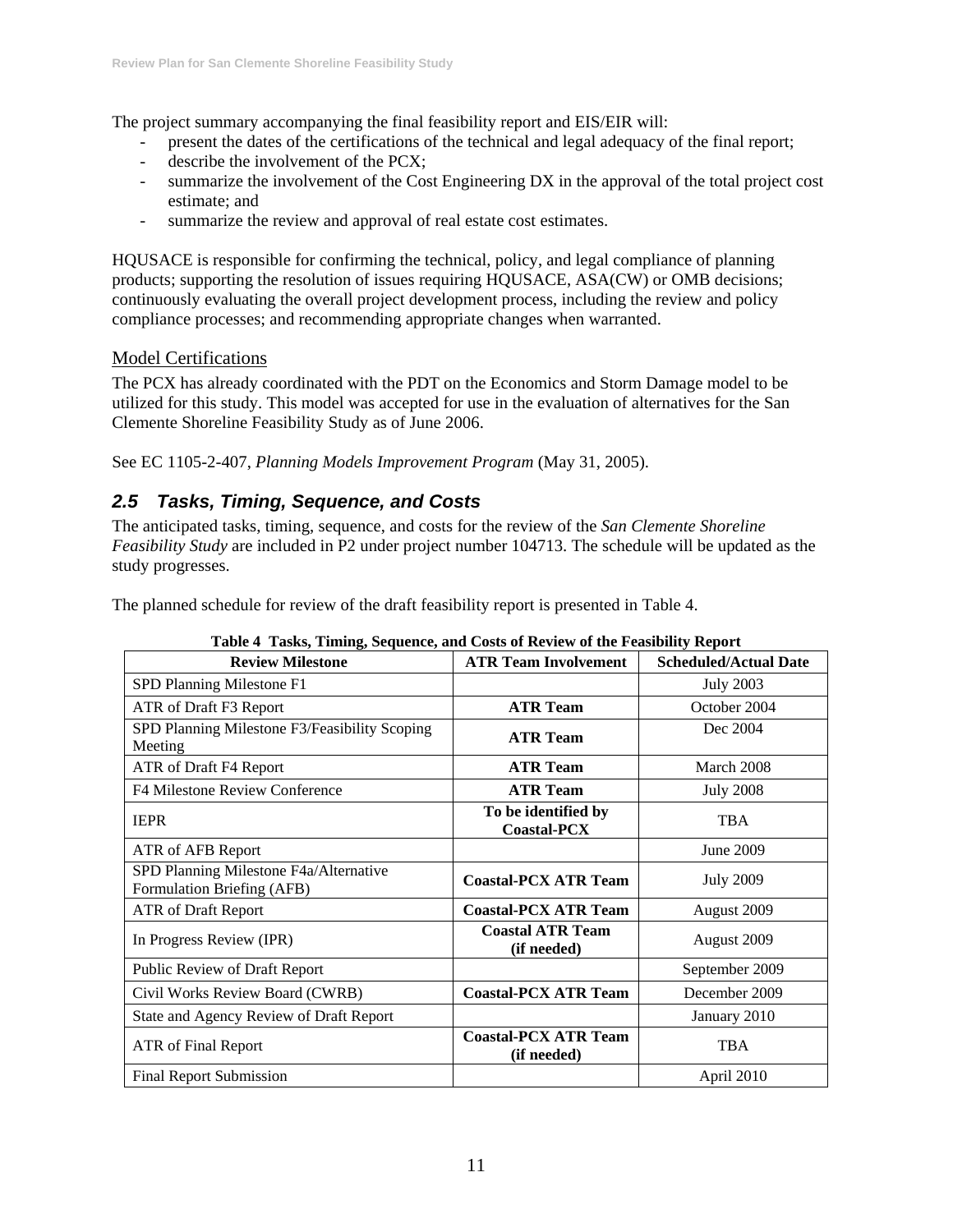The project summary accompanying the final feasibility report and EIS/EIR will:

- present the dates of the certifications of the technical and legal adequacy of the final report;
- describe the involvement of the PCX;
- summarize the involvement of the Cost Engineering DX in the approval of the total project cost estimate; and
- summarize the review and approval of real estate cost estimates.

HQUSACE is responsible for confirming the technical, policy, and legal compliance of planning products; supporting the resolution of issues requiring HQUSACE, ASA(CW) or OMB decisions; continuously evaluating the overall project development process, including the review and policy compliance processes; and recommending appropriate changes when warranted.

Model Certifications

The PCX has already coordinated with the PDT on the Economics and Storm Damage model to be utilized for this study. This model was accepted for use in the evaluation of alternatives for the San Clemente Shoreline Feasibility Study as of June 2006.

See EC 1105-2-407, *Planning Models Improvement Program* (May 31, 2005).

## *2.5 Tasks, Timing, Sequence, and Costs*

The anticipated tasks, timing, sequence, and costs for the review of the *San Clemente Shoreline Feasibility Study* are included in P2 under project number 104713. The schedule will be updated as the study progresses.

The planned schedule for review of the draft feasibility report is presented in Table 4.

**Table 4 Tasks, Timing, Sequence, and Costs of Review of the Feasibility Report**

| Review Milestone | ATR Team Involvement | Scheduled/Actual Date |
|---|---|---|
| SPD Planning Milestone F1 | | July 2003 |
| ATR of Draft F3 Report | **ATR Team** | October 2004 |
| SPD Planning Milestone F3/Feasibility Scoping Meeting | **ATR Team** | Dec 2004 |
| ATR of Draft F4 Report | **ATR Team** | March 2008 |
| F4 Milestone Review Conference | **ATR Team** | July 2008 |
| IEPR | **To be identified by Coastal-PCX** | TBA |
| ATR of AFB Report | | June 2009 |
| SPD Planning Milestone F4a/Alternative Formulation Briefing (AFB) | **Coastal-PCX ATR Team** | July 2009 |
| ATR of Draft Report | **Coastal-PCX ATR Team** | August 2009 |
| In Progress Review (IPR) | **Coastal ATR Team (if needed)** | August 2009 |
| Public Review of Draft Report | | September 2009 |
| Civil Works Review Board (CWRB) | **Coastal-PCX ATR Team** | December 2009 |
| State and Agency Review of Draft Report | | January 2010 |
| ATR of Final Report | **Coastal-PCX ATR Team (if needed)** | TBA |
| Final Report Submission | | April 2010 |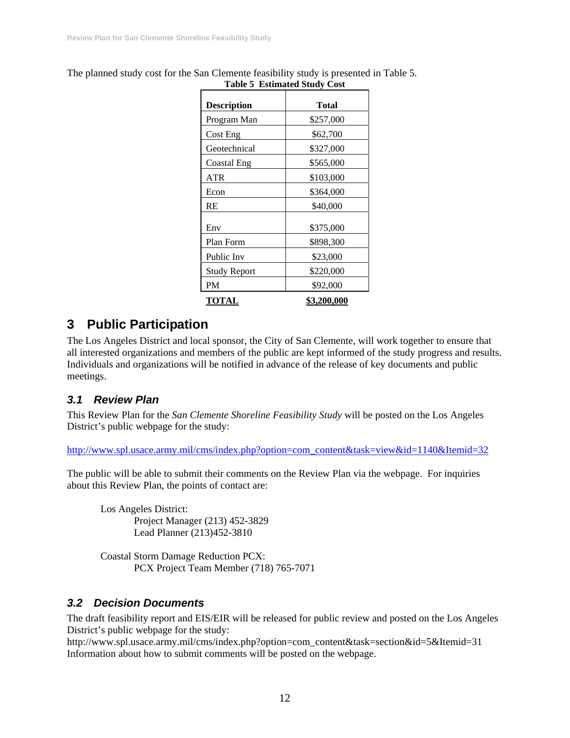The planned study cost for the San Clemente feasibility study is presented in Table 5.

**Table 5 Estimated Study Cost**

| Description | Total |
|---|---|
| Program Man | $257,000 |
| Cost Eng | $62,700 |
| Geotechnical | $327,000 |
| Coastal Eng | $565,000 |
| ATR | $103,000 |
| Econ | $364,000 |
| RE | $40,000 |
| Env | $375,000 |
| Plan Form | $898,300 |
| Public Inv | $23,000 |
| Study Report | $220,000 |
| PM | $92,000 |
| **TOTAL** | **$3,200,000** |

# 3 Public Participation

The Los Angeles District and local sponsor, the City of San Clemente, will work together to ensure that all interested organizations and members of the public are kept informed of the study progress and results. Individuals and organizations will be notified in advance of the release of key documents and public meetings.

## *3.1 Review Plan*

This Review Plan for the *San Clemente Shoreline Feasibility Study* will be posted on the Los Angeles District's public webpage for the study:

http://www.spl.usace.army.mil/cms/index.php?option=com_content&task=view&id=1140&Itemid=32

The public will be able to submit their comments on the Review Plan via the webpage. For inquiries about this Review Plan, the points of contact are:

Los Angeles District:
- Project Manager (213) 452-3829
- Lead Planner (213)452-3810

Coastal Storm Damage Reduction PCX:
- PCX Project Team Member (718) 765-7071

## *3.2 Decision Documents*

The draft feasibility report and EIS/EIR will be released for public review and posted on the Los Angeles District's public webpage for the study:
http://www.spl.usace.army.mil/cms/index.php?option=com_content&task=section&id=5&Itemid=31
Information about how to submit comments will be posted on the webpage.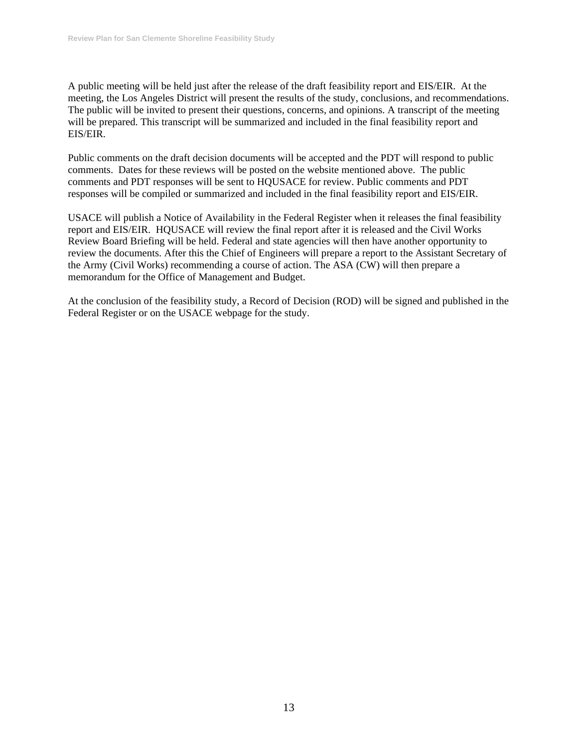A public meeting will be held just after the release of the draft feasibility report and EIS/EIR. At the meeting, the Los Angeles District will present the results of the study, conclusions, and recommendations. The public will be invited to present their questions, concerns, and opinions. A transcript of the meeting will be prepared. This transcript will be summarized and included in the final feasibility report and EIS/EIR.

Public comments on the draft decision documents will be accepted and the PDT will respond to public comments. Dates for these reviews will be posted on the website mentioned above. The public comments and PDT responses will be sent to HQUSACE for review. Public comments and PDT responses will be compiled or summarized and included in the final feasibility report and EIS/EIR.

USACE will publish a Notice of Availability in the Federal Register when it releases the final feasibility report and EIS/EIR. HQUSACE will review the final report after it is released and the Civil Works Review Board Briefing will be held. Federal and state agencies will then have another opportunity to review the documents. After this the Chief of Engineers will prepare a report to the Assistant Secretary of the Army (Civil Works) recommending a course of action. The ASA (CW) will then prepare a memorandum for the Office of Management and Budget.

At the conclusion of the feasibility study, a Record of Decision (ROD) will be signed and published in the Federal Register or on the USACE webpage for the study.